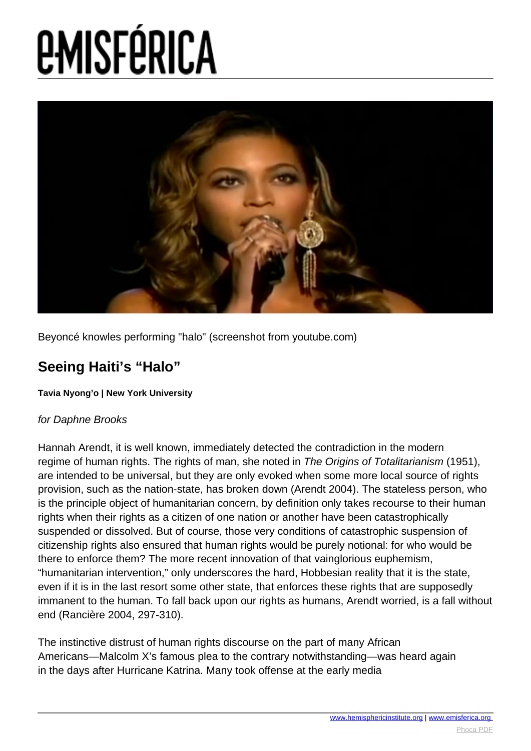# e-misférica

Beyoncé knowles performing "halo" (screenshot from youtube.com)

## Seeing Haiti's "Halo"

**Tavia Nyong'o | New York University**

*for Daphne Brooks*

Hannah Arendt, it is well known, immediately detected the contradiction in the modern regime of human rights. The rights of man, she noted in *The Origins of Totalitarianism* (1951), are intended to be universal, but they are only evoked when some more local source of rights provision, such as the nation-state, has broken down (Arendt 2004). The stateless person, who is the principle object of humanitarian concern, by definition only takes recourse to their human rights when their rights as a citizen of one nation or another have been catastrophically suspended or dissolved. But of course, those very conditions of catastrophic suspension of citizenship rights also ensured that human rights would be purely notional: for who would be there to enforce them? The more recent innovation of that vainglorious euphemism, "humanitarian intervention," only underscores the hard, Hobbesian reality that it is the state, even if it is in the last resort some other state, that enforces these rights that are supposedly immanent to the human. To fall back upon our rights as humans, Arendt worried, is a fall without end (Rancière 2004, 297-310).

The instinctive distrust of human rights discourse on the part of many African Americans—Malcolm X's famous plea to the contrary notwithstanding—was heard again in the days after Hurricane Katrina. Many took offense at the early media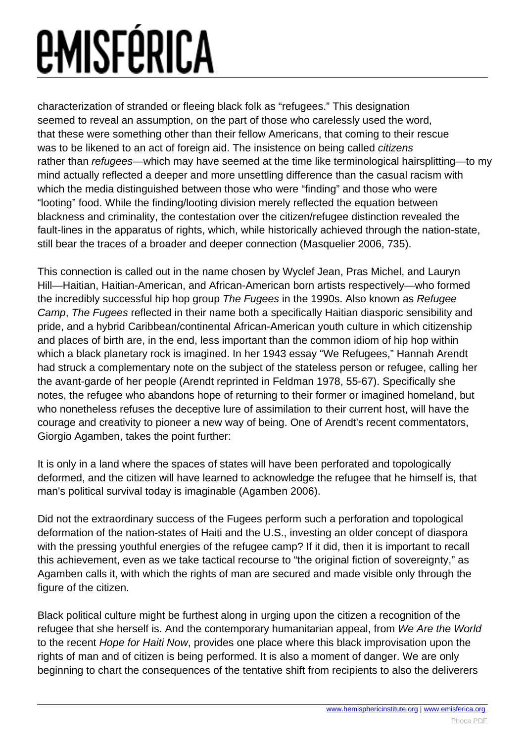characterization of stranded or fleeing black folk as "refugees." This designation seemed to reveal an assumption, on the part of those who carelessly used the word, that these were something other than their fellow Americans, that coming to their rescue was to be likened to an act of foreign aid. The insistence on being called *citizens* rather than *refugees*—which may have seemed at the time like terminological hairsplitting—to my mind actually reflected a deeper and more unsettling difference than the casual racism with which the media distinguished between those who were "finding" and those who were "looting" food. While the finding/looting division merely reflected the equation between blackness and criminality, the contestation over the citizen/refugee distinction revealed the fault-lines in the apparatus of rights, which, while historically achieved through the nation-state, still bear the traces of a broader and deeper connection (Masquelier 2006, 735).

This connection is called out in the name chosen by Wyclef Jean, Pras Michel, and Lauryn Hill—Haitian, Haitian-American, and African-American born artists respectively—who formed the incredibly successful hip hop group *The Fugees* in the 1990s. Also known as *Refugee Camp*, *The Fugees* reflected in their name both a specifically Haitian diasporic sensibility and pride, and a hybrid Caribbean/continental African-American youth culture in which citizenship and places of birth are, in the end, less important than the common idiom of hip hop within which a black planetary rock is imagined. In her 1943 essay "We Refugees," Hannah Arendt had struck a complementary note on the subject of the stateless person or refugee, calling her the avant-garde of her people (Arendt reprinted in Feldman 1978, 55-67). Specifically she notes, the refugee who abandons hope of returning to their former or imagined homeland, but who nonetheless refuses the deceptive lure of assimilation to their current host, will have the courage and creativity to pioneer a new way of being. One of Arendt's recent commentators, Giorgio Agamben, takes the point further:

> It is only in a land where the spaces of states will have been perforated and topologically deformed, and the citizen will have learned to acknowledge the refugee that he himself is, that man's political survival today is imaginable (Agamben 2006).

Did not the extraordinary success of the Fugees perform such a perforation and topological deformation of the nation-states of Haiti and the U.S., investing an older concept of diaspora with the pressing youthful energies of the refugee camp? If it did, then it is important to recall this achievement, even as we take tactical recourse to "the original fiction of sovereignty," as Agamben calls it, with which the rights of man are secured and made visible only through the figure of the citizen.

Black political culture might be furthest along in urging upon the citizen a recognition of the refugee that she herself is. And the contemporary humanitarian appeal, from *We Are the World* to the recent *Hope for Haiti Now*, provides one place where this black improvisation upon the rights of man and of citizen is being performed. It is also a moment of danger. We are only beginning to chart the consequences of the tentative shift from recipients to also the deliverers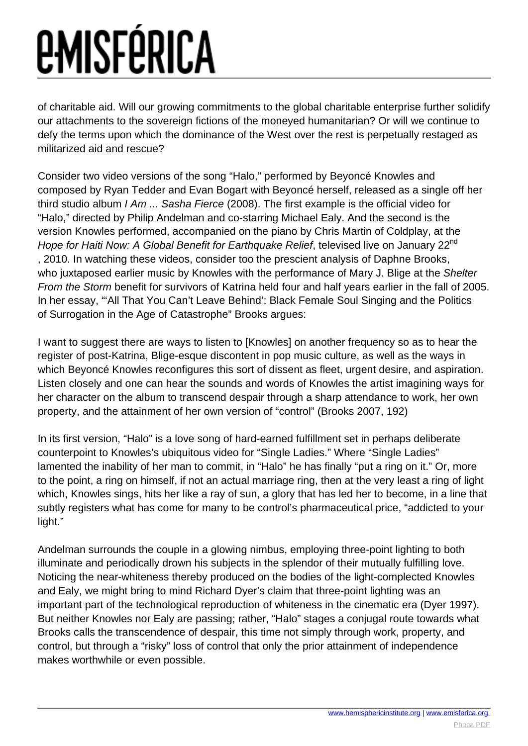of charitable aid. Will our growing commitments to the global charitable enterprise further solidify our attachments to the sovereign fictions of the moneyed humanitarian? Or will we continue to defy the terms upon which the dominance of the West over the rest is perpetually restaged as militarized aid and rescue?

Consider two video versions of the song "Halo," performed by Beyoncé Knowles and composed by Ryan Tedder and Evan Bogart with Beyoncé herself, released as a single off her third studio album *I Am ... Sasha Fierce* (2008). The first example is the official video for "Halo," directed by Philip Andelman and co-starring Michael Ealy. And the second is the version Knowles performed, accompanied on the piano by Chris Martin of Coldplay, at the *Hope for Haiti Now: A Global Benefit for Earthquake Relief*, televised live on January 22nd, 2010. In watching these videos, consider too the prescient analysis of Daphne Brooks, who juxtaposed earlier music by Knowles with the performance of Mary J. Blige at the *Shelter From the Storm* benefit for survivors of Katrina held four and half years earlier in the fall of 2005. In her essay, "'All That You Can't Leave Behind': Black Female Soul Singing and the Politics of Surrogation in the Age of Catastrophe" Brooks argues:

I want to suggest there are ways to listen to [Knowles] on another frequency so as to hear the register of post-Katrina, Blige-esque discontent in pop music culture, as well as the ways in which Beyoncé Knowles reconfigures this sort of dissent as fleet, urgent desire, and aspiration. Listen closely and one can hear the sounds and words of Knowles the artist imagining ways for her character on the album to transcend despair through a sharp attendance to work, her own property, and the attainment of her own version of "control" (Brooks 2007, 192)

In its first version, "Halo" is a love song of hard-earned fulfillment set in perhaps deliberate counterpoint to Knowles's ubiquitous video for "Single Ladies." Where "Single Ladies" lamented the inability of her man to commit, in "Halo" he has finally "put a ring on it." Or, more to the point, a ring on himself, if not an actual marriage ring, then at the very least a ring of light which, Knowles sings, hits her like a ray of sun, a glory that has led her to become, in a line that subtly registers what has come for many to be control's pharmaceutical price, "addicted to your light."

Andelman surrounds the couple in a glowing nimbus, employing three-point lighting to both illuminate and periodically drown his subjects in the splendor of their mutually fulfilling love. Noticing the near-whiteness thereby produced on the bodies of the light-complected Knowles and Ealy, we might bring to mind Richard Dyer's claim that three-point lighting was an important part of the technological reproduction of whiteness in the cinematic era (Dyer 1997). But neither Knowles nor Ealy are passing; rather, "Halo" stages a conjugal route towards what Brooks calls the transcendence of despair, this time not simply through work, property, and control, but through a "risky" loss of control that only the prior attainment of independence makes worthwhile or even possible.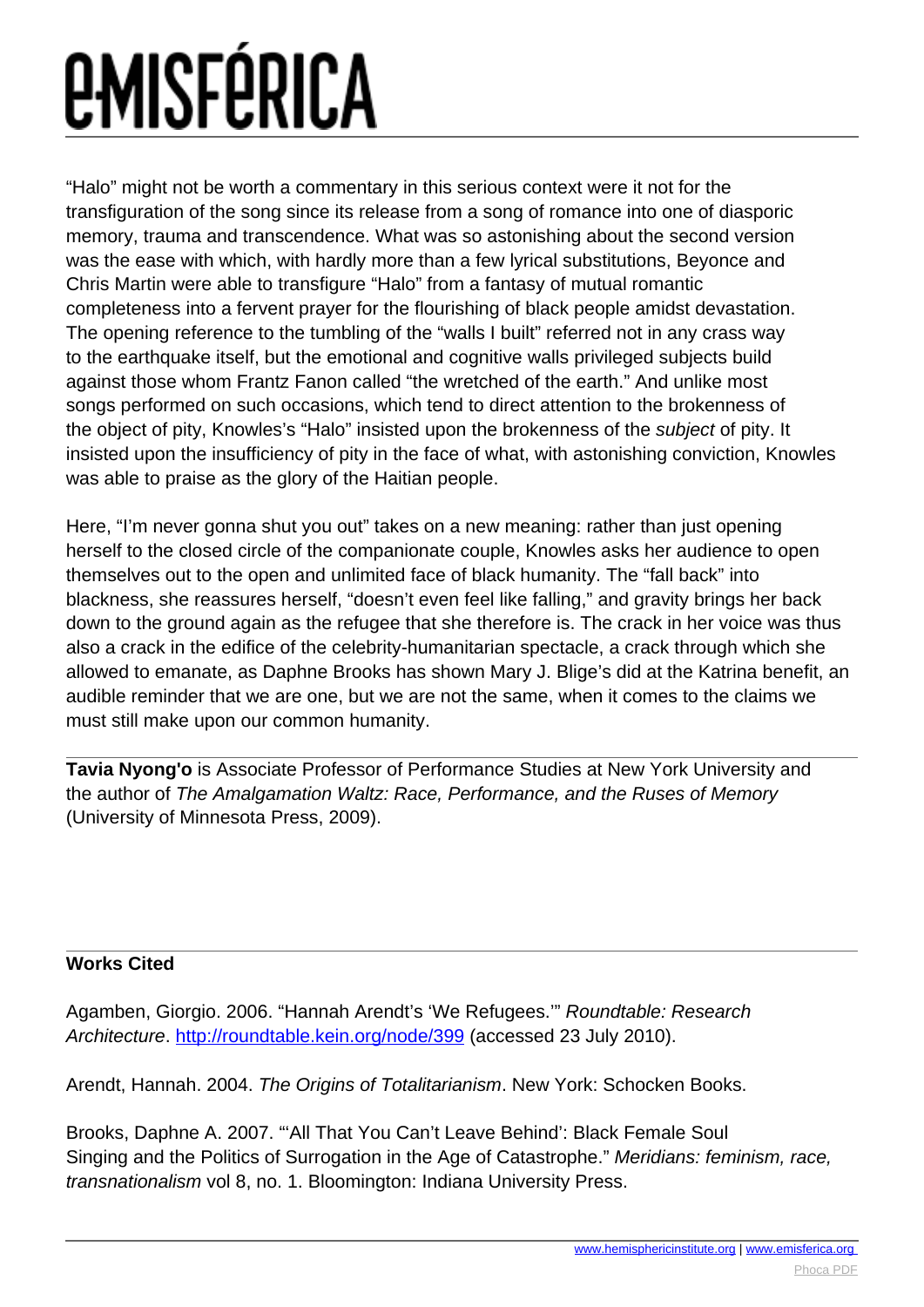"Halo" might not be worth a commentary in this serious context were it not for the transfiguration of the song since its release from a song of romance into one of diasporic memory, trauma and transcendence. What was so astonishing about the second version was the ease with which, with hardly more than a few lyrical substitutions, Beyonce and Chris Martin were able to transfigure "Halo" from a fantasy of mutual romantic completeness into a fervent prayer for the flourishing of black people amidst devastation. The opening reference to the tumbling of the "walls I built" referred not in any crass way to the earthquake itself, but the emotional and cognitive walls privileged subjects build against those whom Frantz Fanon called "the wretched of the earth." And unlike most songs performed on such occasions, which tend to direct attention to the brokenness of the object of pity, Knowles's "Halo" insisted upon the brokenness of the *subject* of pity. It insisted upon the insufficiency of pity in the face of what, with astonishing conviction, Knowles was able to praise as the glory of the Haitian people.

Here, "I'm never gonna shut you out" takes on a new meaning: rather than just opening herself to the closed circle of the companionate couple, Knowles asks her audience to open themselves out to the open and unlimited face of black humanity. The "fall back" into blackness, she reassures herself, "doesn't even feel like falling," and gravity brings her back down to the ground again as the refugee that she therefore is. The crack in her voice was thus also a crack in the edifice of the celebrity-humanitarian spectacle, a crack through which she allowed to emanate, as Daphne Brooks has shown Mary J. Blige's did at the Katrina benefit, an audible reminder that we are one, but we are not the same, when it comes to the claims we must still make upon our common humanity.

---

**Tavia Nyong'o** is Associate Professor of Performance Studies at New York University and the author of *The Amalgamation Waltz: Race, Performance, and the Ruses of Memory* (University of Minnesota Press, 2009).

---

**Works Cited**

Agamben, Giorgio. 2006. "Hannah Arendt's 'We Refugees.'" *Roundtable: Research Architecture*. http://roundtable.kein.org/node/399 (accessed 23 July 2010).

Arendt, Hannah. 2004. *The Origins of Totalitarianism*. New York: Schocken Books.

Brooks, Daphne A. 2007. "'All That You Can't Leave Behind': Black Female Soul Singing and the Politics of Surrogation in the Age of Catastrophe." *Meridians: feminism, race, transnationalism* vol 8, no. 1. Bloomington: Indiana University Press.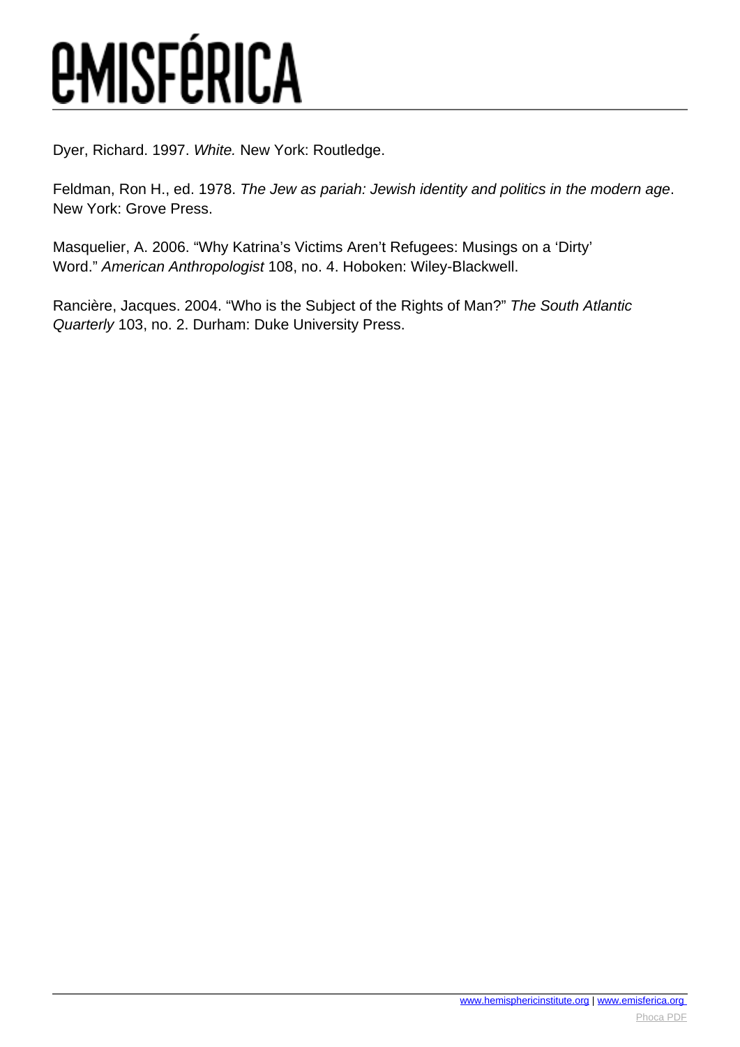Dyer, Richard. 1997. *White.* New York: Routledge.

Feldman, Ron H., ed. 1978. *The Jew as pariah: Jewish identity and politics in the modern age*. New York: Grove Press.

Masquelier, A. 2006. "Why Katrina's Victims Aren't Refugees: Musings on a 'Dirty' Word." *American Anthropologist* 108, no. 4. Hoboken: Wiley-Blackwell.

Rancière, Jacques. 2004. "Who is the Subject of the Rights of Man?" *The South Atlantic Quarterly* 103, no. 2. Durham: Duke University Press.